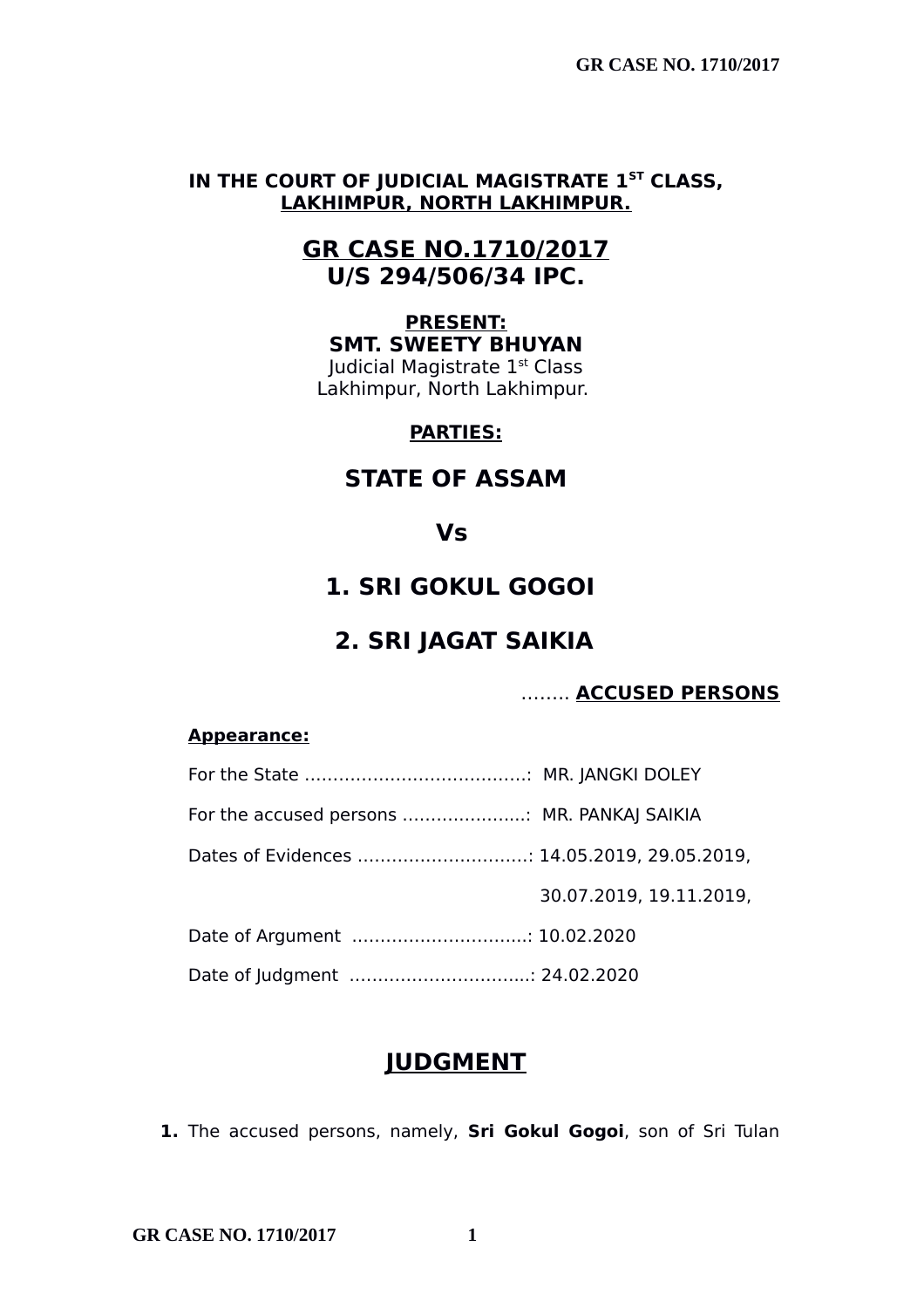**IN THE COURT OF JUDICIAL MAGISTRATE 1ST CLASS,**
**LAKHIMPUR, NORTH LAKHIMPUR.**

# GR CASE NO.1710/2017
# U/S 294/506/34 IPC.

**PRESENT:**
**SMT. SWEETY BHUYAN**
Judicial Magistrate 1st Class
Lakhimpur, North Lakhimpur.

**PARTIES:**

## STATE OF ASSAM

## Vs

## 1. SRI GOKUL GOGOI

## 2. SRI JAGAT SAIKIA

........ **ACCUSED PERSONS**

**Appearance:**

For the State .......................................: MR. JANGKI DOLEY

For the accused persons ......................: MR. PANKAJ SAIKIA

Dates of Evidences ..............................: 14.05.2019, 29.05.2019, 30.07.2019, 19.11.2019,

Date of Argument ...............................: 10.02.2020

Date of Judgment ................................: 24.02.2020

## JUDGMENT

**1.** The accused persons, namely, **Sri Gokul Gogoi**, son of Sri Tulan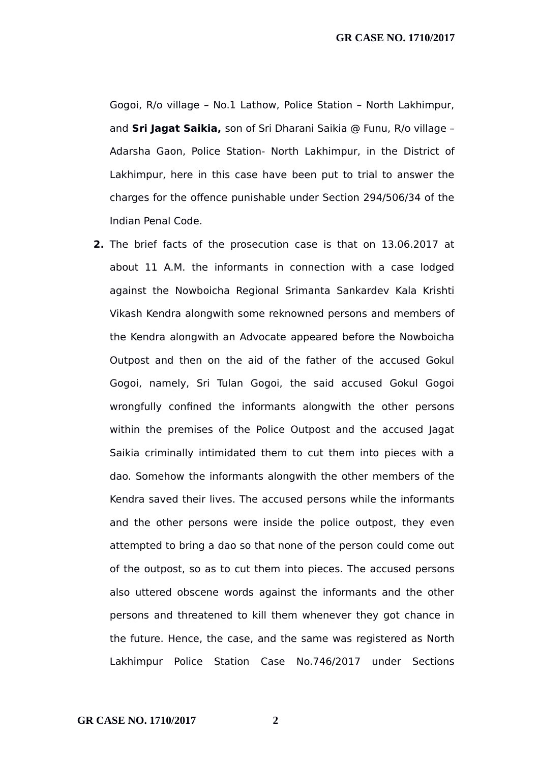Gogoi, R/o village – No.1 Lathow, Police Station – North Lakhimpur, and **Sri Jagat Saikia,** son of Sri Dharani Saikia @ Funu, R/o village – Adarsha Gaon, Police Station- North Lakhimpur, in the District of Lakhimpur, here in this case have been put to trial to answer the charges for the offence punishable under Section 294/506/34 of the Indian Penal Code.

**2.** The brief facts of the prosecution case is that on 13.06.2017 at about 11 A.M. the informants in connection with a case lodged against the Nowboicha Regional Srimanta Sankardev Kala Krishti Vikash Kendra alongwith some reknowned persons and members of the Kendra alongwith an Advocate appeared before the Nowboicha Outpost and then on the aid of the father of the accused Gokul Gogoi, namely, Sri Tulan Gogoi, the said accused Gokul Gogoi wrongfully confined the informants alongwith the other persons within the premises of the Police Outpost and the accused Jagat Saikia criminally intimidated them to cut them into pieces with a dao. Somehow the informants alongwith the other members of the Kendra saved their lives. The accused persons while the informants and the other persons were inside the police outpost, they even attempted to bring a dao so that none of the person could come out of the outpost, so as to cut them into pieces. The accused persons also uttered obscene words against the informants and the other persons and threatened to kill them whenever they got chance in the future. Hence, the case, and the same was registered as North Lakhimpur Police Station Case No.746/2017 under Sections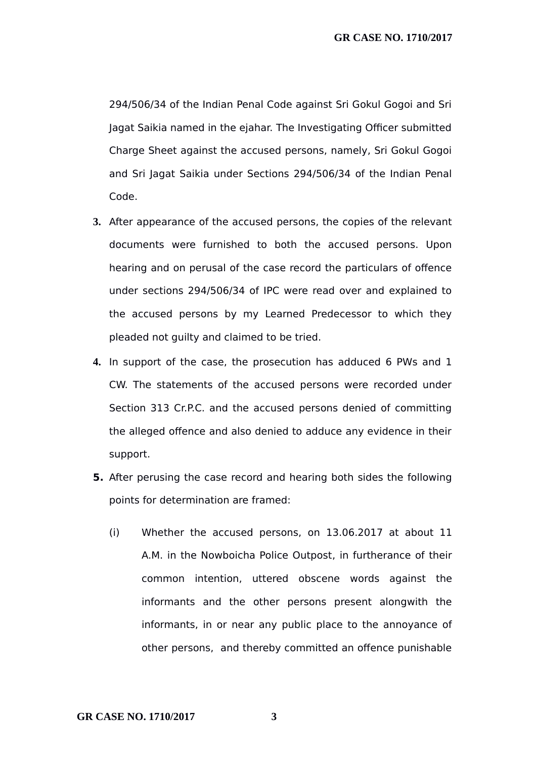294/506/34 of the Indian Penal Code against Sri Gokul Gogoi and Sri Jagat Saikia named in the ejahar. The Investigating Officer submitted Charge Sheet against the accused persons, namely, Sri Gokul Gogoi and Sri Jagat Saikia under Sections 294/506/34 of the Indian Penal Code.

3. After appearance of the accused persons, the copies of the relevant documents were furnished to both the accused persons. Upon hearing and on perusal of the case record the particulars of offence under sections 294/506/34 of IPC were read over and explained to the accused persons by my Learned Predecessor to which they pleaded not guilty and claimed to be tried.

4. In support of the case, the prosecution has adduced 6 PWs and 1 CW. The statements of the accused persons were recorded under Section 313 Cr.P.C. and the accused persons denied of committing the alleged offence and also denied to adduce any evidence in their support.

5. After perusing the case record and hearing both sides the following points for determination are framed:

   (i) Whether the accused persons, on 13.06.2017 at about 11 A.M. in the Nowboicha Police Outpost, in furtherance of their common intention, uttered obscene words against the informants and the other persons present alongwith the informants, in or near any public place to the annoyance of other persons, and thereby committed an offence punishable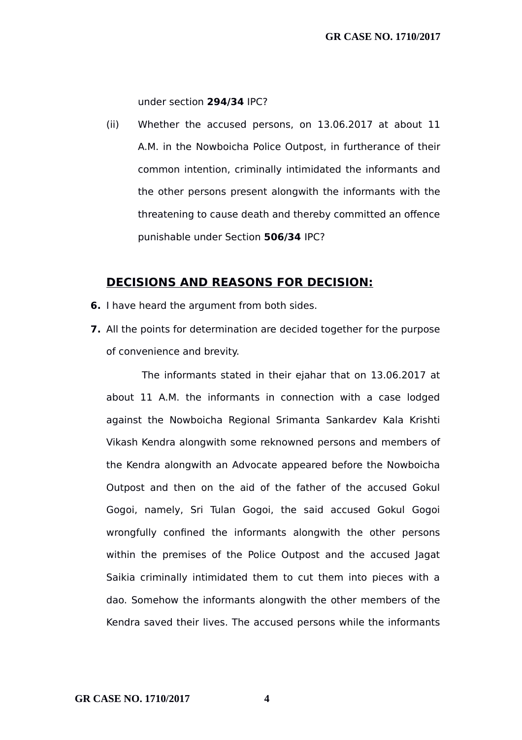under section **294/34** IPC?

(ii) Whether the accused persons, on 13.06.2017 at about 11 A.M. in the Nowboicha Police Outpost, in furtherance of their common intention, criminally intimidated the informants and the other persons present alongwith the informants with the threatening to cause death and thereby committed an offence punishable under Section **506/34** IPC?

## DECISIONS AND REASONS FOR DECISION:

**6.** I have heard the argument from both sides.

**7.** All the points for determination are decided together for the purpose of convenience and brevity.

The informants stated in their ejahar that on 13.06.2017 at about 11 A.M. the informants in connection with a case lodged against the Nowboicha Regional Srimanta Sankardev Kala Krishti Vikash Kendra alongwith some reknowned persons and members of the Kendra alongwith an Advocate appeared before the Nowboicha Outpost and then on the aid of the father of the accused Gokul Gogoi, namely, Sri Tulan Gogoi, the said accused Gokul Gogoi wrongfully confined the informants alongwith the other persons within the premises of the Police Outpost and the accused Jagat Saikia criminally intimidated them to cut them into pieces with a dao. Somehow the informants alongwith the other members of the Kendra saved their lives. The accused persons while the informants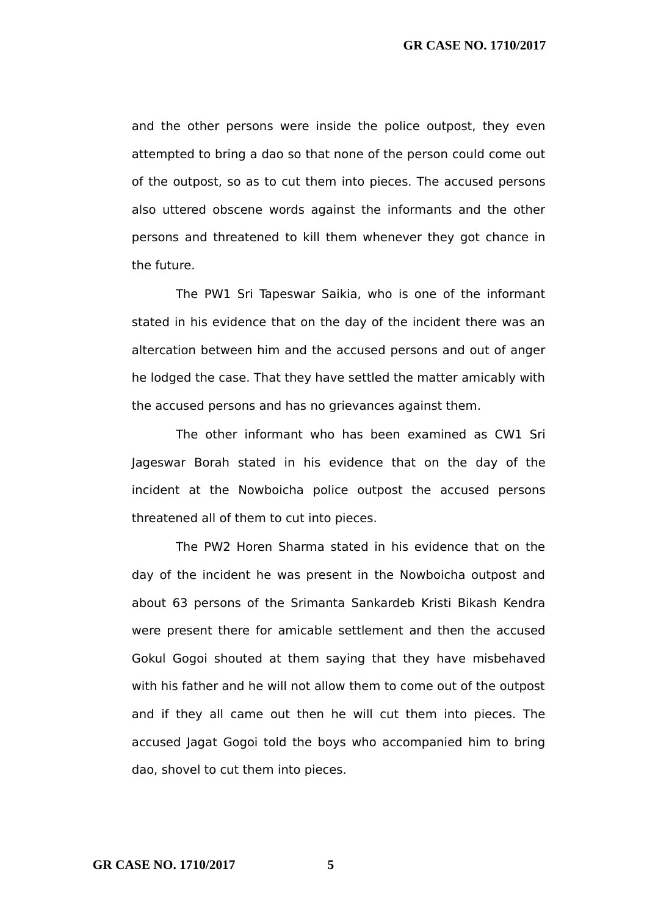and the other persons were inside the police outpost, they even attempted to bring a dao so that none of the person could come out of the outpost, so as to cut them into pieces. The accused persons also uttered obscene words against the informants and the other persons and threatened to kill them whenever they got chance in the future.

The PW1 Sri Tapeswar Saikia, who is one of the informant stated in his evidence that on the day of the incident there was an altercation between him and the accused persons and out of anger he lodged the case. That they have settled the matter amicably with the accused persons and has no grievances against them.

The other informant who has been examined as CW1 Sri Jageswar Borah stated in his evidence that on the day of the incident at the Nowboicha police outpost the accused persons threatened all of them to cut into pieces.

The PW2 Horen Sharma stated in his evidence that on the day of the incident he was present in the Nowboicha outpost and about 63 persons of the Srimanta Sankardeb Kristi Bikash Kendra were present there for amicable settlement and then the accused Gokul Gogoi shouted at them saying that they have misbehaved with his father and he will not allow them to come out of the outpost and if they all came out then he will cut them into pieces. The accused Jagat Gogoi told the boys who accompanied him to bring dao, shovel to cut them into pieces.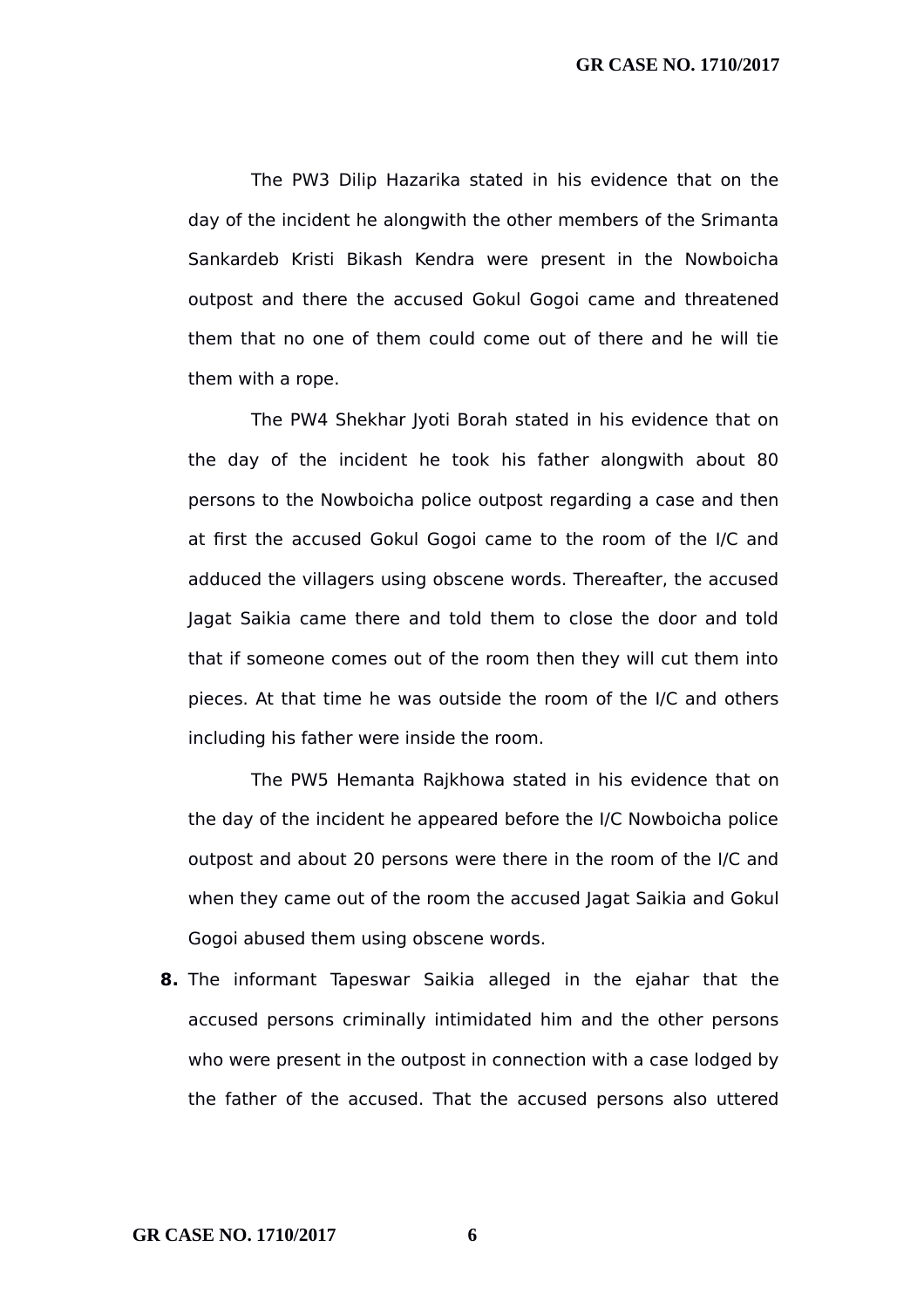The PW3 Dilip Hazarika stated in his evidence that on the day of the incident he alongwith the other members of the Srimanta Sankardeb Kristi Bikash Kendra were present in the Nowboicha outpost and there the accused Gokul Gogoi came and threatened them that no one of them could come out of there and he will tie them with a rope.

The PW4 Shekhar Jyoti Borah stated in his evidence that on the day of the incident he took his father alongwith about 80 persons to the Nowboicha police outpost regarding a case and then at first the accused Gokul Gogoi came to the room of the I/C and adduced the villagers using obscene words. Thereafter, the accused Jagat Saikia came there and told them to close the door and told that if someone comes out of the room then they will cut them into pieces. At that time he was outside the room of the I/C and others including his father were inside the room.

The PW5 Hemanta Rajkhowa stated in his evidence that on the day of the incident he appeared before the I/C Nowboicha police outpost and about 20 persons were there in the room of the I/C and when they came out of the room the accused Jagat Saikia and Gokul Gogoi abused them using obscene words.

**8.** The informant Tapeswar Saikia alleged in the ejahar that the accused persons criminally intimidated him and the other persons who were present in the outpost in connection with a case lodged by the father of the accused. That the accused persons also uttered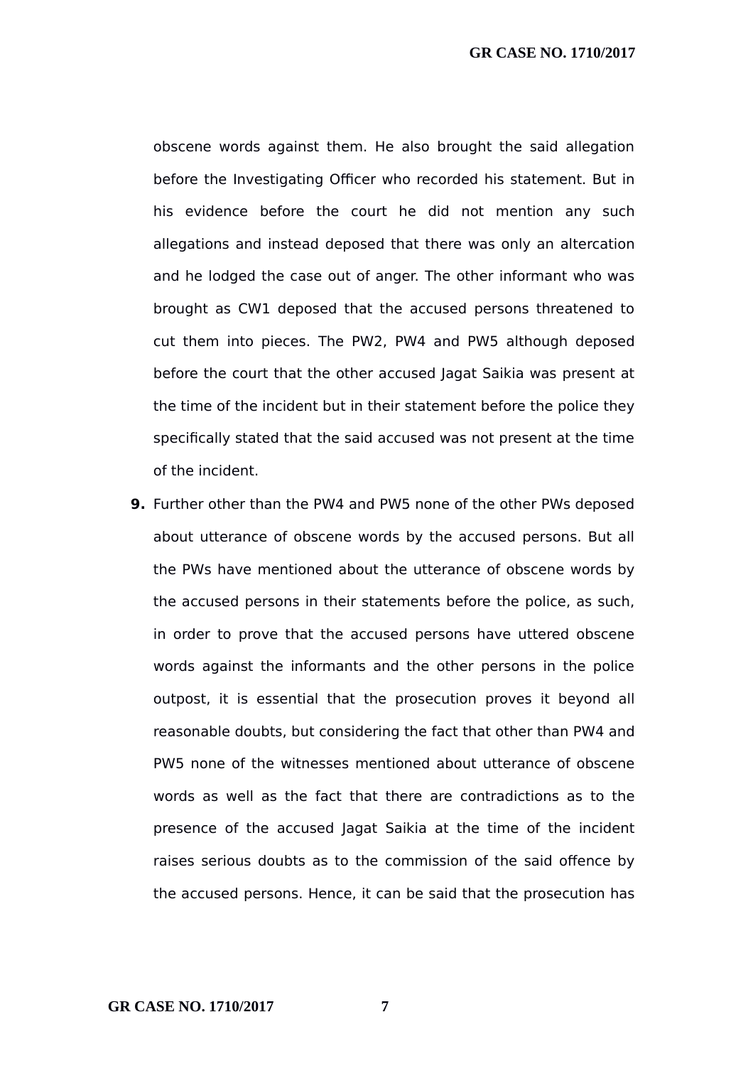obscene words against them. He also brought the said allegation before the Investigating Officer who recorded his statement. But in his evidence before the court he did not mention any such allegations and instead deposed that there was only an altercation and he lodged the case out of anger. The other informant who was brought as CW1 deposed that the accused persons threatened to cut them into pieces. The PW2, PW4 and PW5 although deposed before the court that the other accused Jagat Saikia was present at the time of the incident but in their statement before the police they specifically stated that the said accused was not present at the time of the incident.

**9.** Further other than the PW4 and PW5 none of the other PWs deposed about utterance of obscene words by the accused persons. But all the PWs have mentioned about the utterance of obscene words by the accused persons in their statements before the police, as such, in order to prove that the accused persons have uttered obscene words against the informants and the other persons in the police outpost, it is essential that the prosecution proves it beyond all reasonable doubts, but considering the fact that other than PW4 and PW5 none of the witnesses mentioned about utterance of obscene words as well as the fact that there are contradictions as to the presence of the accused Jagat Saikia at the time of the incident raises serious doubts as to the commission of the said offence by the accused persons. Hence, it can be said that the prosecution has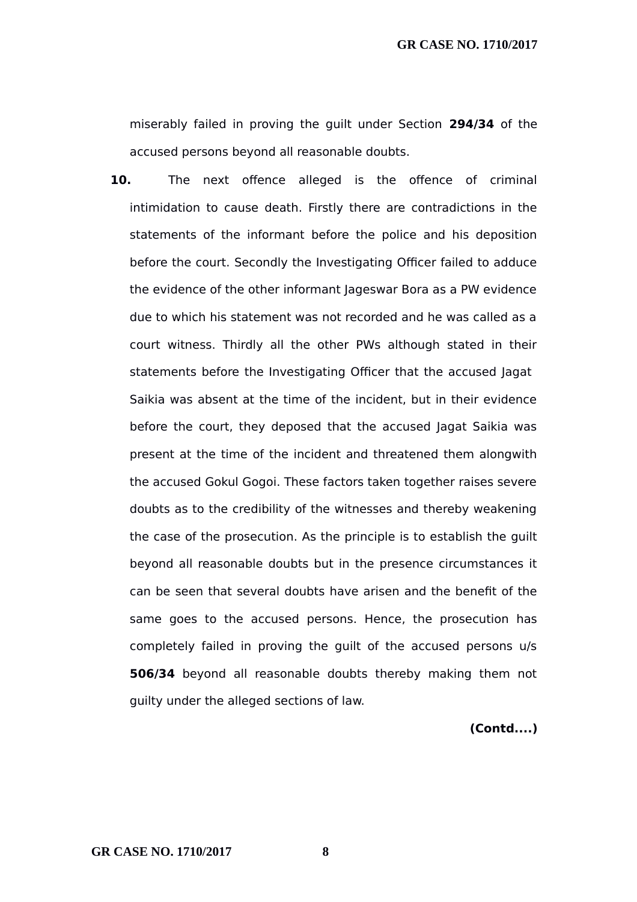miserably failed in proving the guilt under Section **294/34** of the accused persons beyond all reasonable doubts.

**10.** The next offence alleged is the offence of criminal intimidation to cause death. Firstly there are contradictions in the statements of the informant before the police and his deposition before the court. Secondly the Investigating Officer failed to adduce the evidence of the other informant Jageswar Bora as a PW evidence due to which his statement was not recorded and he was called as a court witness. Thirdly all the other PWs although stated in their statements before the Investigating Officer that the accused Jagat Saikia was absent at the time of the incident, but in their evidence before the court, they deposed that the accused Jagat Saikia was present at the time of the incident and threatened them alongwith the accused Gokul Gogoi. These factors taken together raises severe doubts as to the credibility of the witnesses and thereby weakening the case of the prosecution. As the principle is to establish the guilt beyond all reasonable doubts but in the presence circumstances it can be seen that several doubts have arisen and the benefit of the same goes to the accused persons. Hence, the prosecution has completely failed in proving the guilt of the accused persons u/s **506/34** beyond all reasonable doubts thereby making them not guilty under the alleged sections of law.

**(Contd....)**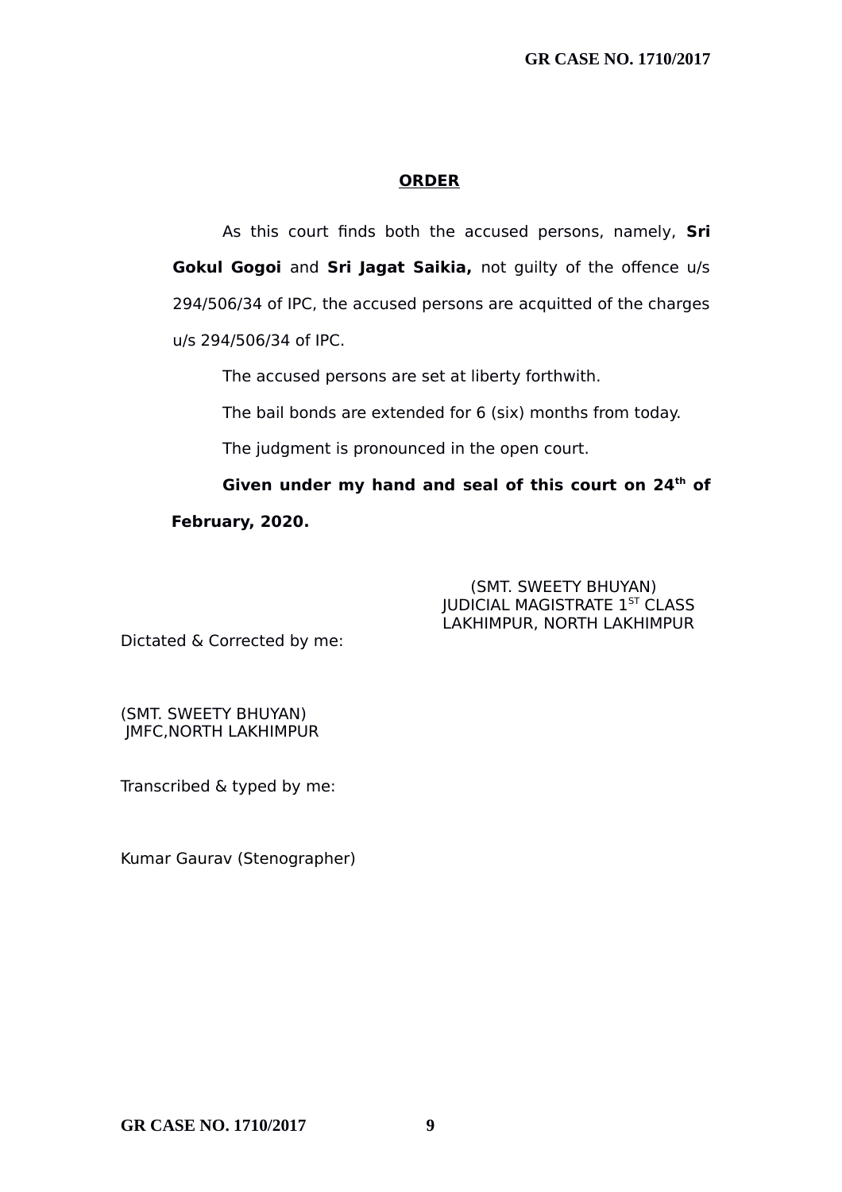## ORDER

As this court finds both the accused persons, namely, **Sri Gokul Gogoi** and **Sri Jagat Saikia,** not guilty of the offence u/s 294/506/34 of IPC, the accused persons are acquitted of the charges u/s 294/506/34 of IPC.

The accused persons are set at liberty forthwith.

The bail bonds are extended for 6 (six) months from today.

The judgment is pronounced in the open court.

**Given under my hand and seal of this court on 24th of February, 2020.**

(SMT. SWEETY BHUYAN)
JUDICIAL MAGISTRATE 1ST CLASS
LAKHIMPUR, NORTH LAKHIMPUR

Dictated & Corrected by me:

(SMT. SWEETY BHUYAN)
JMFC,NORTH LAKHIMPUR

Transcribed & typed by me:

Kumar Gaurav (Stenographer)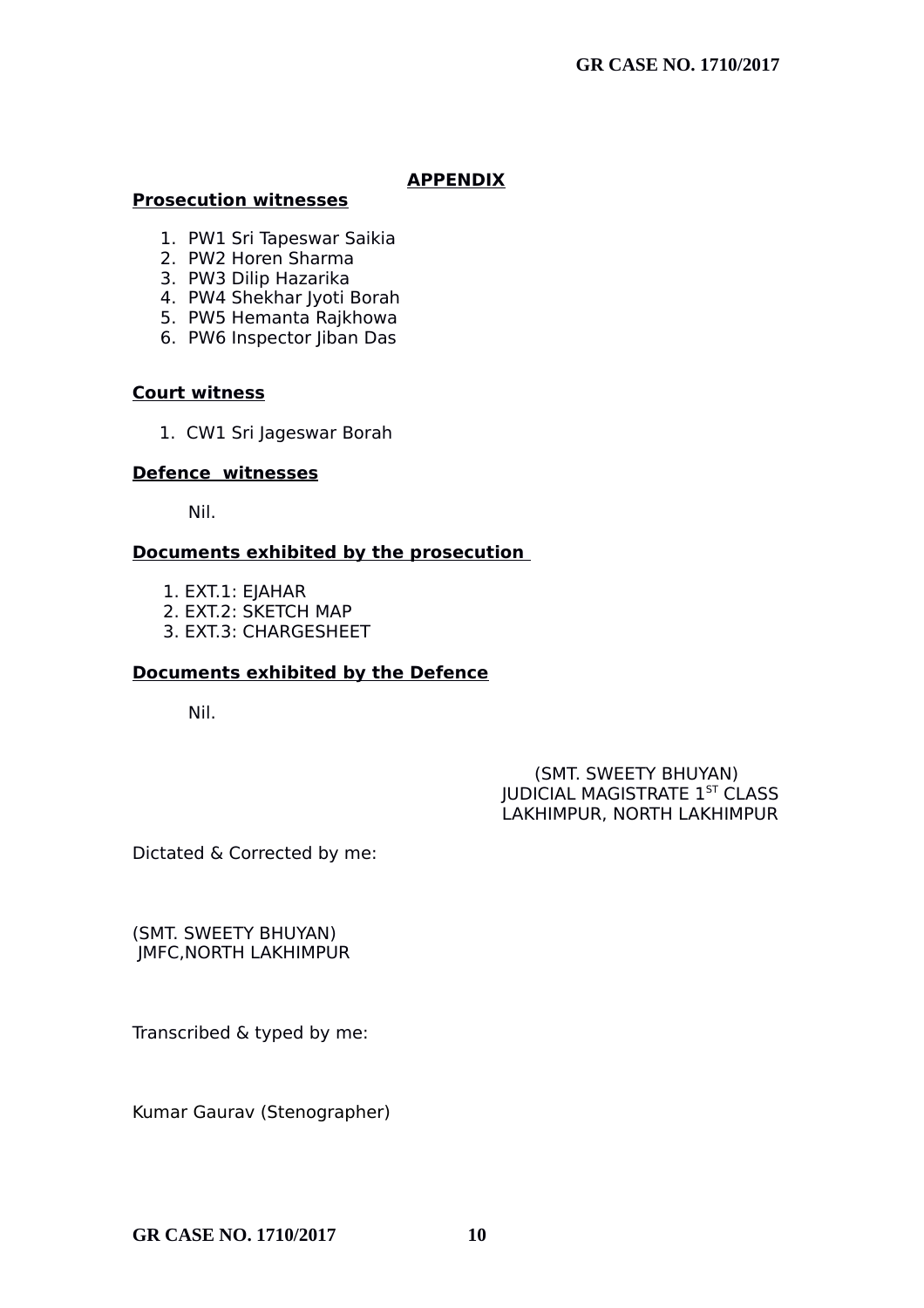## APPENDIX

**Prosecution witnesses**

1. PW1 Sri Tapeswar Saikia
2. PW2 Horen Sharma
3. PW3 Dilip Hazarika
4. PW4 Shekhar Jyoti Borah
5. PW5 Hemanta Rajkhowa
6. PW6 Inspector Jiban Das

**Court witness**

1. CW1 Sri Jageswar Borah

**Defence witnesses**

Nil.

**Documents exhibited by the prosecution**

1. EXT.1: EJAHAR
2. EXT.2: SKETCH MAP
3. EXT.3: CHARGESHEET

**Documents exhibited by the Defence**

Nil.

(SMT. SWEETY BHUYAN)
JUDICIAL MAGISTRATE 1ST CLASS
LAKHIMPUR, NORTH LAKHIMPUR

Dictated & Corrected by me:

(SMT. SWEETY BHUYAN)
JMFC,NORTH LAKHIMPUR

Transcribed & typed by me:

Kumar Gaurav (Stenographer)